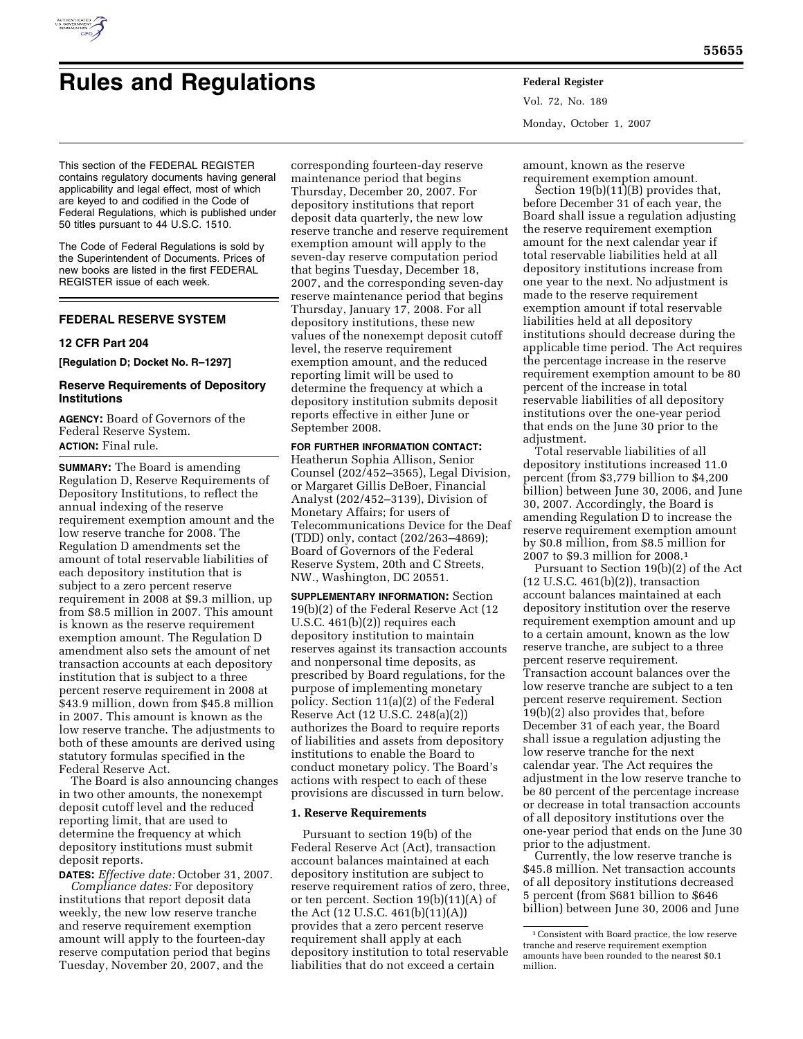# Rules and Regulations

This section of the FEDERAL REGISTER contains regulatory documents having general applicability and legal effect, most of which are keyed to and codified in the Code of Federal Regulations, which is published under 50 titles pursuant to 44 U.S.C. 1510.

The Code of Federal Regulations is sold by the Superintendent of Documents. Prices of new books are listed in the first FEDERAL REGISTER issue of each week.

## FEDERAL RESERVE SYSTEM

### 12 CFR Part 204

**[Regulation D; Docket No. R–1297]**

### Reserve Requirements of Depository Institutions

**AGENCY:** Board of Governors of the Federal Reserve System.

**ACTION:** Final rule.

**SUMMARY:** The Board is amending Regulation D, Reserve Requirements of Depository Institutions, to reflect the annual indexing of the reserve requirement exemption amount and the low reserve tranche for 2008. The Regulation D amendments set the amount of total reservable liabilities of each depository institution that is subject to a zero percent reserve requirement in 2008 at $9.3 million, up from $8.5 million in 2007. This amount is known as the reserve requirement exemption amount. The Regulation D amendment also sets the amount of net transaction accounts at each depository institution that is subject to a three percent reserve requirement in 2008 at $43.9 million, down from $45.8 million in 2007. This amount is known as the low reserve tranche. The adjustments to both of these amounts are derived using statutory formulas specified in the Federal Reserve Act.

The Board is also announcing changes in two other amounts, the nonexempt deposit cutoff level and the reduced reporting limit, that are used to determine the frequency at which depository institutions must submit deposit reports.

**DATES:** *Effective date:* October 31, 2007.

*Compliance dates:* For depository institutions that report deposit data weekly, the new low reserve tranche and reserve requirement exemption amount will apply to the fourteen-day reserve computation period that begins Tuesday, November 20, 2007, and the corresponding fourteen-day reserve maintenance period that begins Thursday, December 20, 2007. For depository institutions that report deposit data quarterly, the new low reserve tranche and reserve requirement exemption amount will apply to the seven-day reserve computation period that begins Tuesday, December 18, 2007, and the corresponding seven-day reserve maintenance period that begins Thursday, January 17, 2008. For all depository institutions, these new values of the nonexempt deposit cutoff level, the reserve requirement exemption amount, and the reduced reporting limit will be used to determine the frequency at which a depository institution submits deposit reports effective in either June or September 2008.

**FOR FURTHER INFORMATION CONTACT:** Heatherun Sophia Allison, Senior Counsel (202/452–3565), Legal Division, or Margaret Gillis DeBoer, Financial Analyst (202/452–3139), Division of Monetary Affairs; for users of Telecommunications Device for the Deaf (TDD) only, contact (202/263–4869); Board of Governors of the Federal Reserve System, 20th and C Streets, NW., Washington, DC 20551.

**SUPPLEMENTARY INFORMATION:** Section 19(b)(2) of the Federal Reserve Act (12 U.S.C. 461(b)(2)) requires each depository institution to maintain reserves against its transaction accounts and nonpersonal time deposits, as prescribed by Board regulations, for the purpose of implementing monetary policy. Section 11(a)(2) of the Federal Reserve Act (12 U.S.C. 248(a)(2)) authorizes the Board to require reports of liabilities and assets from depository institutions to enable the Board to conduct monetary policy. The Board's actions with respect to each of these provisions are discussed in turn below.

### 1. Reserve Requirements

Pursuant to section 19(b) of the Federal Reserve Act (Act), transaction account balances maintained at each depository institution are subject to reserve requirement ratios of zero, three, or ten percent. Section 19(b)(11)(A) of the Act (12 U.S.C. 461(b)(11)(A)) provides that a zero percent reserve requirement shall apply at each depository institution to total reservable liabilities that do not exceed a certain amount, known as the reserve requirement exemption amount.

Section 19(b)(11)(B) provides that, before December 31 of each year, the Board shall issue a regulation adjusting the reserve requirement exemption amount for the next calendar year if total reservable liabilities held at all depository institutions increase from one year to the next. No adjustment is made to the reserve requirement exemption amount if total reservable liabilities held at all depository institutions should decrease during the applicable time period. The Act requires the percentage increase in the reserve requirement exemption amount to be 80 percent of the increase in total reservable liabilities of all depository institutions over the one-year period that ends on the June 30 prior to the adjustment.

Total reservable liabilities of all depository institutions increased 11.0 percent (from $3,779 billion to $4,200 billion) between June 30, 2006, and June 30, 2007. Accordingly, the Board is amending Regulation D to increase the reserve requirement exemption amount by $0.8 million, from $8.5 million for 2007 to $9.3 million for 2008.[1]

Pursuant to Section 19(b)(2) of the Act (12 U.S.C. 461(b)(2)), transaction account balances maintained at each depository institution over the reserve requirement exemption amount and up to a certain amount, known as the low reserve tranche, are subject to a three percent reserve requirement. Transaction account balances over the low reserve tranche are subject to a ten percent reserve requirement. Section 19(b)(2) also provides that, before December 31 of each year, the Board shall issue a regulation adjusting the low reserve tranche for the next calendar year. The Act requires the adjustment in the low reserve tranche to be 80 percent of the percentage increase or decrease in total transaction accounts of all depository institutions over the one-year period that ends on the June 30 prior to the adjustment.

Currently, the low reserve tranche is $45.8 million. Net transaction accounts of all depository institutions decreased 5 percent (from $681 billion to $646 billion) between June 30, 2006 and June

[1] Consistent with Board practice, the low reserve tranche and reserve requirement exemption amounts have been rounded to the nearest $0.1 million.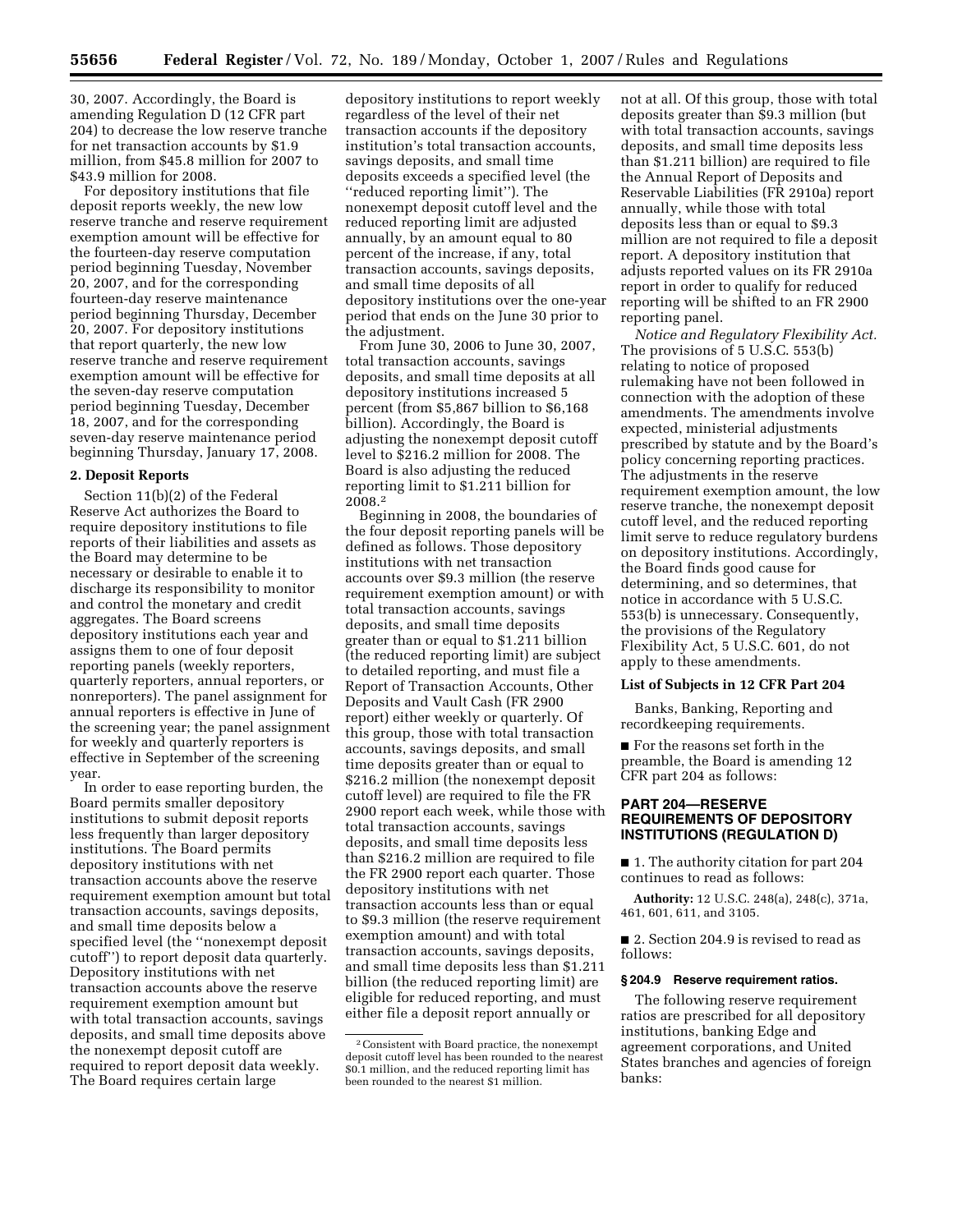30, 2007. Accordingly, the Board is amending Regulation D (12 CFR part 204) to decrease the low reserve tranche for net transaction accounts by $1.9 million, from $45.8 million for 2007 to $43.9 million for 2008.

For depository institutions that file deposit reports weekly, the new low reserve tranche and reserve requirement exemption amount will be effective for the fourteen-day reserve computation period beginning Tuesday, November 20, 2007, and for the corresponding fourteen-day reserve maintenance period beginning Thursday, December 20, 2007. For depository institutions that report quarterly, the new low reserve tranche and reserve requirement exemption amount will be effective for the seven-day reserve computation period beginning Tuesday, December 18, 2007, and for the corresponding seven-day reserve maintenance period beginning Thursday, January 17, 2008.

### 2. Deposit Reports

Section 11(b)(2) of the Federal Reserve Act authorizes the Board to require depository institutions to file reports of their liabilities and assets as the Board may determine to be necessary or desirable to enable it to discharge its responsibility to monitor and control the monetary and credit aggregates. The Board screens depository institutions each year and assigns them to one of four deposit reporting panels (weekly reporters, quarterly reporters, annual reporters, or nonreporters). The panel assignment for annual reporters is effective in June of the screening year; the panel assignment for weekly and quarterly reporters is effective in September of the screening year.

In order to ease reporting burden, the Board permits smaller depository institutions to submit deposit reports less frequently than larger depository institutions. The Board permits depository institutions with net transaction accounts above the reserve requirement exemption amount but total transaction accounts, savings deposits, and small time deposits below a specified level (the "nonexempt deposit cutoff") to report deposit data quarterly. Depository institutions with net transaction accounts above the reserve requirement exemption amount but with total transaction accounts, savings deposits, and small time deposits above the nonexempt deposit cutoff are required to report deposit data weekly. The Board requires certain large depository institutions to report weekly regardless of the level of their net transaction accounts if the depository institution's total transaction accounts, savings deposits, and small time deposits exceeds a specified level (the "reduced reporting limit"). The nonexempt deposit cutoff level and the reduced reporting limit are adjusted annually, by an amount equal to 80 percent of the increase, if any, total transaction accounts, savings deposits, and small time deposits of all depository institutions over the one-year period that ends on the June 30 prior to the adjustment.

From June 30, 2006 to June 30, 2007, total transaction accounts, savings deposits, and small time deposits at all depository institutions increased 5 percent (from $5,867 billion to $6,168 billion). Accordingly, the Board is adjusting the nonexempt deposit cutoff level to $216.2 million for 2008. The Board is also adjusting the reduced reporting limit to $1.211 billion for 2008.[2]

Beginning in 2008, the boundaries of the four deposit reporting panels will be defined as follows. Those depository institutions with net transaction accounts over $9.3 million (the reserve requirement exemption amount) or with total transaction accounts, savings deposits, and small time deposits greater than or equal to $1.211 billion (the reduced reporting limit) are subject to detailed reporting, and must file a Report of Transaction Accounts, Other Deposits and Vault Cash (FR 2900 report) either weekly or quarterly. Of this group, those with total transaction accounts, savings deposits, and small time deposits greater than or equal to $216.2 million (the nonexempt deposit cutoff level) are required to file the FR 2900 report each week, while those with total transaction accounts, savings deposits, and small time deposits less than $216.2 million are required to file the FR 2900 report each quarter. Those depository institutions with net transaction accounts less than or equal to $9.3 million (the reserve requirement exemption amount) and with total transaction accounts, savings deposits, and small time deposits less than $1.211 billion (the reduced reporting limit) are eligible for reduced reporting, and must either file a deposit report annually or not at all. Of this group, those with total deposits greater than $9.3 million (but with total transaction accounts, savings deposits, and small time deposits less than $1.211 billion) are required to file the Annual Report of Deposits and Reservable Liabilities (FR 2910a) report annually, while those with total deposits less than or equal to $9.3 million are not required to file a deposit report. A depository institution that adjusts reported values on its FR 2910a report in order to qualify for reduced reporting will be shifted to an FR 2900 reporting panel.

[2] Consistent with Board practice, the nonexempt deposit cutoff level has been rounded to the nearest $0.1 million, and the reduced reporting limit has been rounded to the nearest $1 million.

*Notice and Regulatory Flexibility Act.* The provisions of 5 U.S.C. 553(b) relating to notice of proposed rulemaking have not been followed in connection with the adoption of these amendments. The amendments involve expected, ministerial adjustments prescribed by statute and by the Board's policy concerning reporting practices. The adjustments in the reserve requirement exemption amount, the low reserve tranche, the nonexempt deposit cutoff level, and the reduced reporting limit serve to reduce regulatory burdens on depository institutions. Accordingly, the Board finds good cause for determining, and so determines, that notice in accordance with 5 U.S.C. 553(b) is unnecessary. Consequently, the provisions of the Regulatory Flexibility Act, 5 U.S.C. 601, do not apply to these amendments.

### List of Subjects in 12 CFR Part 204

Banks, Banking, Reporting and recordkeeping requirements.

■ For the reasons set forth in the preamble, the Board is amending 12 CFR part 204 as follows:

## PART 204—RESERVE REQUIREMENTS OF DEPOSITORY INSTITUTIONS (REGULATION D)

■ 1. The authority citation for part 204 continues to read as follows:

**Authority:** 12 U.S.C. 248(a), 248(c), 371a, 461, 601, 611, and 3105.

■ 2. Section 204.9 is revised to read as follows:

### § 204.9 Reserve requirement ratios.

The following reserve requirement ratios are prescribed for all depository institutions, banking Edge and agreement corporations, and United States branches and agencies of foreign banks: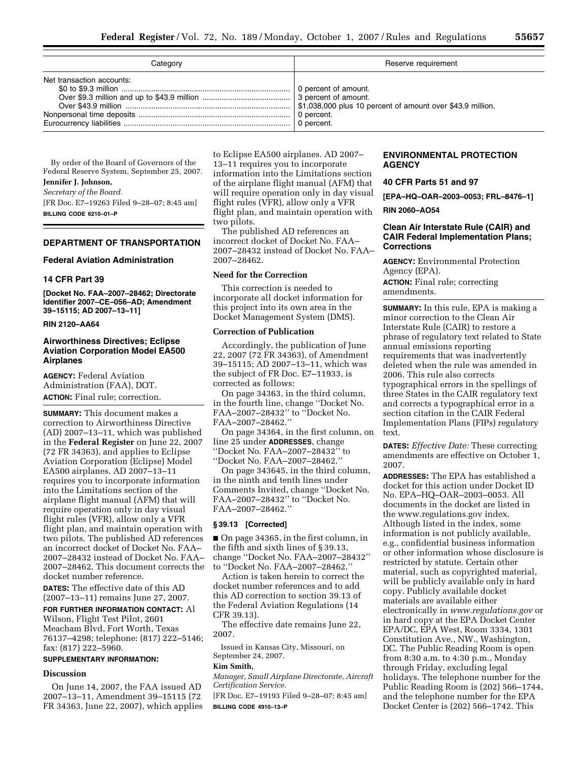| Category | Reserve requirement |
| --- | --- |
| Net transaction accounts: | |
| $0 to $9.3 million | 0 percent of amount. |
| Over $9.3 million and up to $43.9 million | 3 percent of amount. |
| Over $43.9 million | $1,038,000 plus 10 percent of amount over $43.9 million. |
| Nonpersonal time deposits | 0 percent. |
| Eurocurrency liabilities | 0 percent. |

By order of the Board of Governors of the Federal Reserve System, September 25, 2007.

**Jennifer J. Johnson,**

*Secretary of the Board.*

[FR Doc. E7–19263 Filed 9–28–07; 8:45 am]

**BILLING CODE 6210–01–P**

## DEPARTMENT OF TRANSPORTATION

### Federal Aviation Administration

### 14 CFR Part 39

**[Docket No. FAA–2007–28462; Directorate Identifier 2007–CE–056–AD; Amendment 39–15115; AD 2007–13–11]**

**RIN 2120–AA64**

### Airworthiness Directives; Eclipse Aviation Corporation Model EA500 Airplanes

**AGENCY:** Federal Aviation Administration (FAA), DOT.

**ACTION:** Final rule; correction.

**SUMMARY:** This document makes a correction to Airworthiness Directive (AD) 2007–13–11, which was published in the **Federal Register** on June 22, 2007 (72 FR 34363), and applies to Eclipse Aviation Corporation (Eclipse) Model EA500 airplanes. AD 2007–13–11 requires you to incorporate information into the Limitations section of the airplane flight manual (AFM) that will require operation only in day visual flight rules (VFR), allow only a VFR flight plan, and maintain operation with two pilots. The published AD references an incorrect docket of Docket No. FAA–2007–28432 instead of Docket No. FAA–2007–28462. This document corrects the docket number reference.

**DATES:** The effective date of this AD (2007–13–11) remains June 27, 2007.

**FOR FURTHER INFORMATION CONTACT:** Al Wilson, Flight Test Pilot, 2601 Meacham Blvd, Fort Worth, Texas 76137–4298; telephone: (817) 222–5146; fax: (817) 222–5960.

**SUPPLEMENTARY INFORMATION:**

**Discussion**

On June 14, 2007, the FAA issued AD 2007–13–11, Amendment 39–15115 (72 FR 34363, June 22, 2007), which applies to Eclipse EA500 airplanes. AD 2007–13–11 requires you to incorporate information into the Limitations section of the airplane flight manual (AFM) that will require operation only in day visual flight rules (VFR), allow only a VFR flight plan, and maintain operation with two pilots.

The published AD references an incorrect docket of Docket No. FAA–2007–28432 instead of Docket No. FAA–2007–28462.

**Need for the Correction**

This correction is needed to incorporate all docket information for this project into its own area in the Docket Management System (DMS).

**Correction of Publication**

Accordingly, the publication of June 22, 2007 (72 FR 34363), of Amendment 39–15115; AD 2007–13–11, which was the subject of FR Doc. E7–11933, is corrected as follows:

On page 34363, in the third column, in the fourth line, change ''Docket No. FAA–2007–28432'' to ''Docket No. FAA–2007–28462.''

On page 34364, in the first column, on line 25 under **ADDRESSES**, change ''Docket No. FAA–2007–28432'' to ''Docket No. FAA–2007–28462.''

On page 343645, in the third column, in the ninth and tenth lines under Comments Invited, change ''Docket No. FAA–2007–28432'' to ''Docket No. FAA–2007–28462.''

**§ 39.13 [Corrected]**

■ On page 34365, in the first column, in the fifth and sixth lines of § 39.13, change ''Docket No. FAA–2007–28432'' to ''Docket No. FAA–2007–28462.''

Action is taken herein to correct the docket number references and to add this AD correction to section 39.13 of the Federal Aviation Regulations (14 CFR 39.13).

The effective date remains June 22, 2007.

Issued in Kansas City, Missouri, on September 24, 2007.

**Kim Smith,**

*Manager, Small Airplane Directorate, Aircraft Certification Service.*

[FR Doc. E7–19193 Filed 9–28–07; 8:45 am]

**BILLING CODE 4910–13–P**

## ENVIRONMENTAL PROTECTION AGENCY

### 40 CFR Parts 51 and 97

**[EPA–HQ–OAR–2003–0053; FRL–8476–1]**

**RIN 2060–AO54**

### Clean Air Interstate Rule (CAIR) and CAIR Federal Implementation Plans; Corrections

**AGENCY:** Environmental Protection Agency (EPA).

**ACTION:** Final rule; correcting amendments.

**SUMMARY:** In this rule, EPA is making a minor correction to the Clean Air Interstate Rule (CAIR) to restore a phrase of regulatory text related to State annual emissions reporting requirements that was inadvertently deleted when the rule was amended in 2006. This rule also corrects typographical errors in the spellings of three States in the CAIR regulatory text and corrects a typographical error in a section citation in the CAIR Federal Implementation Plans (FIPs) regulatory text.

**DATES:** *Effective Date:* These correcting amendments are effective on October 1, 2007.

**ADDRESSES:** The EPA has established a docket for this action under Docket ID No. EPA–HQ–OAR–2003–0053. All documents in the docket are listed in the www.regulations.gov index. Although listed in the index, some information is not publicly available, e.g., confidential business information or other information whose disclosure is restricted by statute. Certain other material, such as copyrighted material, will be publicly available only in hard copy. Publicly available docket materials are available either electronically in *www.regulations.gov* or in hard copy at the EPA Docket Center EPA/DC, EPA West, Room 3334, 1301 Constitution Ave., NW., Washington, DC. The Public Reading Room is open from 8:30 a.m. to 4:30 p.m., Monday through Friday, excluding legal holidays. The telephone number for the Public Reading Room is (202) 566–1744, and the telephone number for the EPA Docket Center is (202) 566–1742. This